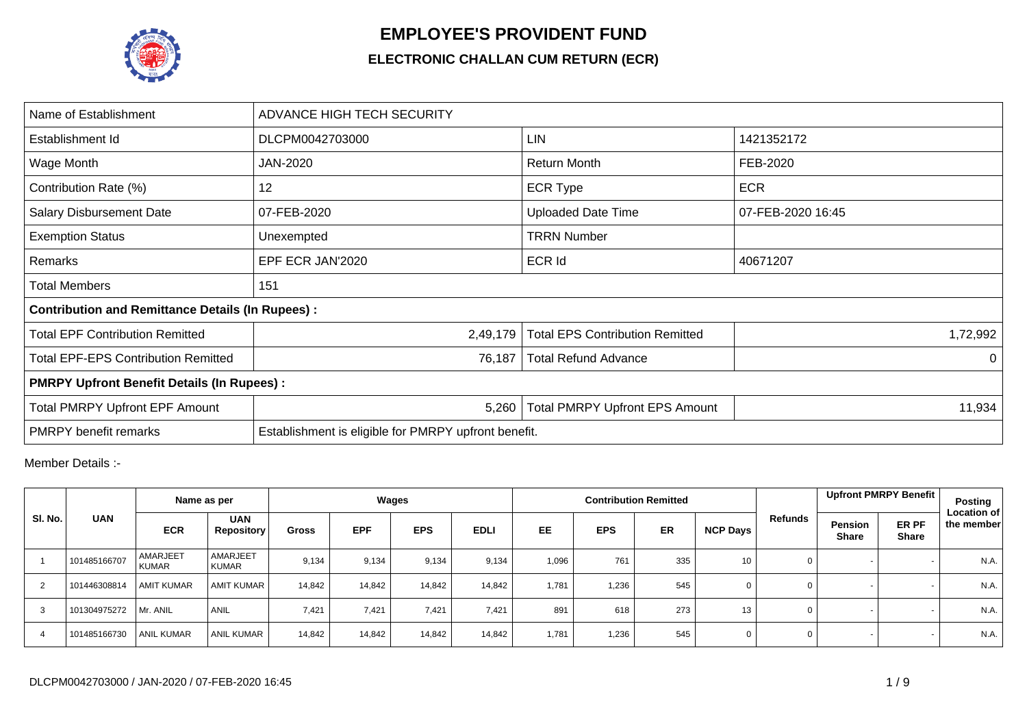# EMPLOYEE'S PROVIDENT FUND

## ELECTRONIC CHALLAN CUM RETURN (ECR)

| Name of Establishment | ADVANCE HIGH TECH SECURITY | | |
|---|---|---|---|
| Establishment Id | DLCPM0042703000 | LIN | 1421352172 |
| Wage Month | JAN-2020 | Return Month | FEB-2020 |
| Contribution Rate (%) | 12 | ECR Type | ECR |
| Salary Disbursement Date | 07-FEB-2020 | Uploaded Date Time | 07-FEB-2020 16:45 |
| Exemption Status | Unexempted | TRRN Number | |
| Remarks | EPF ECR JAN'2020 | ECR Id | 40671207 |
| Total Members | 151 | | |
| **Contribution and Remittance Details (In Rupees) :** | | | |
| Total EPF Contribution Remitted | 2,49,179 | Total EPS Contribution Remitted | 1,72,992 |
| Total EPF-EPS Contribution Remitted | 76,187 | Total Refund Advance | 0 |
| **PMRPY Upfront Benefit Details (In Rupees) :** | | | |
| Total PMRPY Upfront EPF Amount | 5,260 | Total PMRPY Upfront EPS Amount | 11,934 |
| PMRPY benefit remarks | Establishment is eligible for PMRPY upfront benefit. | | |

Member Details :-

| Sl. No. | UAN | Name as per | | Wages | | | | Contribution Remitted | | | | Refunds | Upfront PMRPY Benefit | | Posting Location of the member |
|---|---|---|---|---|---|---|---|---|---|---|---|---|---|---|---|
| | | ECR | UAN Repository | Gross | EPF | EPS | EDLI | EE | EPS | ER | NCP Days | | Pension Share | ER PF Share | |
| 1 | 101485166707 | AMARJEET KUMAR | AMARJEET KUMAR | 9,134 | 9,134 | 9,134 | 9,134 | 1,096 | 761 | 335 | 10 | 0 | - | - | N.A. |
| 2 | 101446308814 | AMIT KUMAR | AMIT KUMAR | 14,842 | 14,842 | 14,842 | 14,842 | 1,781 | 1,236 | 545 | 0 | 0 | - | - | N.A. |
| 3 | 101304975272 | Mr. ANIL | ANIL | 7,421 | 7,421 | 7,421 | 7,421 | 891 | 618 | 273 | 13 | 0 | - | - | N.A. |
| 4 | 101485166730 | ANIL KUMAR | ANIL KUMAR | 14,842 | 14,842 | 14,842 | 14,842 | 1,781 | 1,236 | 545 | 0 | 0 | - | - | N.A. |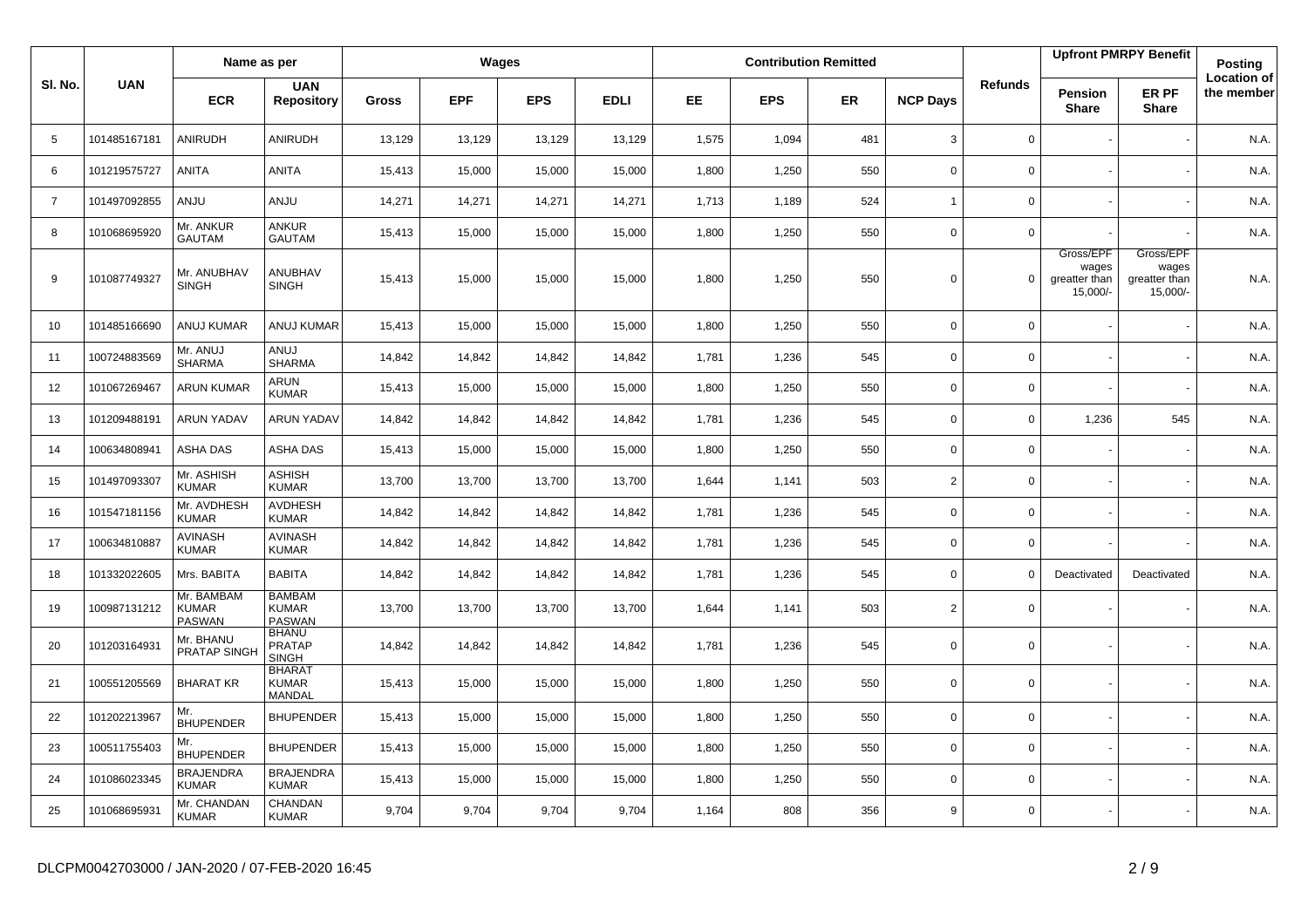| Sl. No. | UAN | Name as per | | Wages | | | | Contribution Remitted | | | | Refunds | Upfront PMRPY Benefit | | Posting Location of the member |
|---|---|---|---|---|---|---|---|---|---|---|---|---|---|---|---|
| | | ECR | UAN Repository | Gross | EPF | EPS | EDLI | EE | EPS | ER | NCP Days | | Pension Share | ER PF Share | |
| 5 | 101485167181 | ANIRUDH | ANIRUDH | 13,129 | 13,129 | 13,129 | 13,129 | 1,575 | 1,094 | 481 | 3 | 0 | - | - | N.A. |
| 6 | 101219575727 | ANITA | ANITA | 15,413 | 15,000 | 15,000 | 15,000 | 1,800 | 1,250 | 550 | 0 | 0 | - | - | N.A. |
| 7 | 101497092855 | ANJU | ANJU | 14,271 | 14,271 | 14,271 | 14,271 | 1,713 | 1,189 | 524 | 1 | 0 | - | - | N.A. |
| 8 | 101068695920 | Mr. ANKUR GAUTAM | ANKUR GAUTAM | 15,413 | 15,000 | 15,000 | 15,000 | 1,800 | 1,250 | 550 | 0 | 0 | - | - | N.A. |
| 9 | 101087749327 | Mr. ANUBHAV SINGH | ANUBHAV SINGH | 15,413 | 15,000 | 15,000 | 15,000 | 1,800 | 1,250 | 550 | 0 | 0 | Gross/EPF wages greatter than 15,000/- | Gross/EPF wages greatter than 15,000/- | N.A. |
| 10 | 101485166690 | ANUJ KUMAR | ANUJ KUMAR | 15,413 | 15,000 | 15,000 | 15,000 | 1,800 | 1,250 | 550 | 0 | 0 | - | - | N.A. |
| 11 | 100724883569 | Mr. ANUJ SHARMA | ANUJ SHARMA | 14,842 | 14,842 | 14,842 | 14,842 | 1,781 | 1,236 | 545 | 0 | 0 | - | - | N.A. |
| 12 | 101067269467 | ARUN KUMAR | ARUN KUMAR | 15,413 | 15,000 | 15,000 | 15,000 | 1,800 | 1,250 | 550 | 0 | 0 | - | - | N.A. |
| 13 | 101209488191 | ARUN YADAV | ARUN YADAV | 14,842 | 14,842 | 14,842 | 14,842 | 1,781 | 1,236 | 545 | 0 | 0 | 1,236 | 545 | N.A. |
| 14 | 100634808941 | ASHA DAS | ASHA DAS | 15,413 | 15,000 | 15,000 | 15,000 | 1,800 | 1,250 | 550 | 0 | 0 | - | - | N.A. |
| 15 | 101497093307 | Mr. ASHISH KUMAR | ASHISH KUMAR | 13,700 | 13,700 | 13,700 | 13,700 | 1,644 | 1,141 | 503 | 2 | 0 | - | - | N.A. |
| 16 | 101547181156 | Mr. AVDHESH KUMAR | AVDHESH KUMAR | 14,842 | 14,842 | 14,842 | 14,842 | 1,781 | 1,236 | 545 | 0 | 0 | - | - | N.A. |
| 17 | 100634810887 | AVINASH KUMAR | AVINASH KUMAR | 14,842 | 14,842 | 14,842 | 14,842 | 1,781 | 1,236 | 545 | 0 | 0 | - | - | N.A. |
| 18 | 101332022605 | Mrs. BABITA | BABITA | 14,842 | 14,842 | 14,842 | 14,842 | 1,781 | 1,236 | 545 | 0 | 0 | Deactivated | Deactivated | N.A. |
| 19 | 100987131212 | Mr. BAMBAM KUMAR PASWAN | BAMBAM KUMAR PASWAN | 13,700 | 13,700 | 13,700 | 13,700 | 1,644 | 1,141 | 503 | 2 | 0 | - | - | N.A. |
| 20 | 101203164931 | Mr. BHANU PRATAP SINGH | BHANU PRATAP SINGH | 14,842 | 14,842 | 14,842 | 14,842 | 1,781 | 1,236 | 545 | 0 | 0 | - | - | N.A. |
| 21 | 100551205569 | BHARAT KR | BHARAT KUMAR MANDAL | 15,413 | 15,000 | 15,000 | 15,000 | 1,800 | 1,250 | 550 | 0 | 0 | - | - | N.A. |
| 22 | 101202213967 | Mr. BHUPENDER | BHUPENDER | 15,413 | 15,000 | 15,000 | 15,000 | 1,800 | 1,250 | 550 | 0 | 0 | - | - | N.A. |
| 23 | 100511755403 | Mr. BHUPENDER | BHUPENDER | 15,413 | 15,000 | 15,000 | 15,000 | 1,800 | 1,250 | 550 | 0 | 0 | - | - | N.A. |
| 24 | 101086023345 | BRAJENDRA KUMAR | BRAJENDRA KUMAR | 15,413 | 15,000 | 15,000 | 15,000 | 1,800 | 1,250 | 550 | 0 | 0 | - | - | N.A. |
| 25 | 101068695931 | Mr. CHANDAN KUMAR | CHANDAN KUMAR | 9,704 | 9,704 | 9,704 | 9,704 | 1,164 | 808 | 356 | 9 | 0 | - | - | N.A. |

DLCPM0042703000 / JAN-2020 / 07-FEB-2020 16:45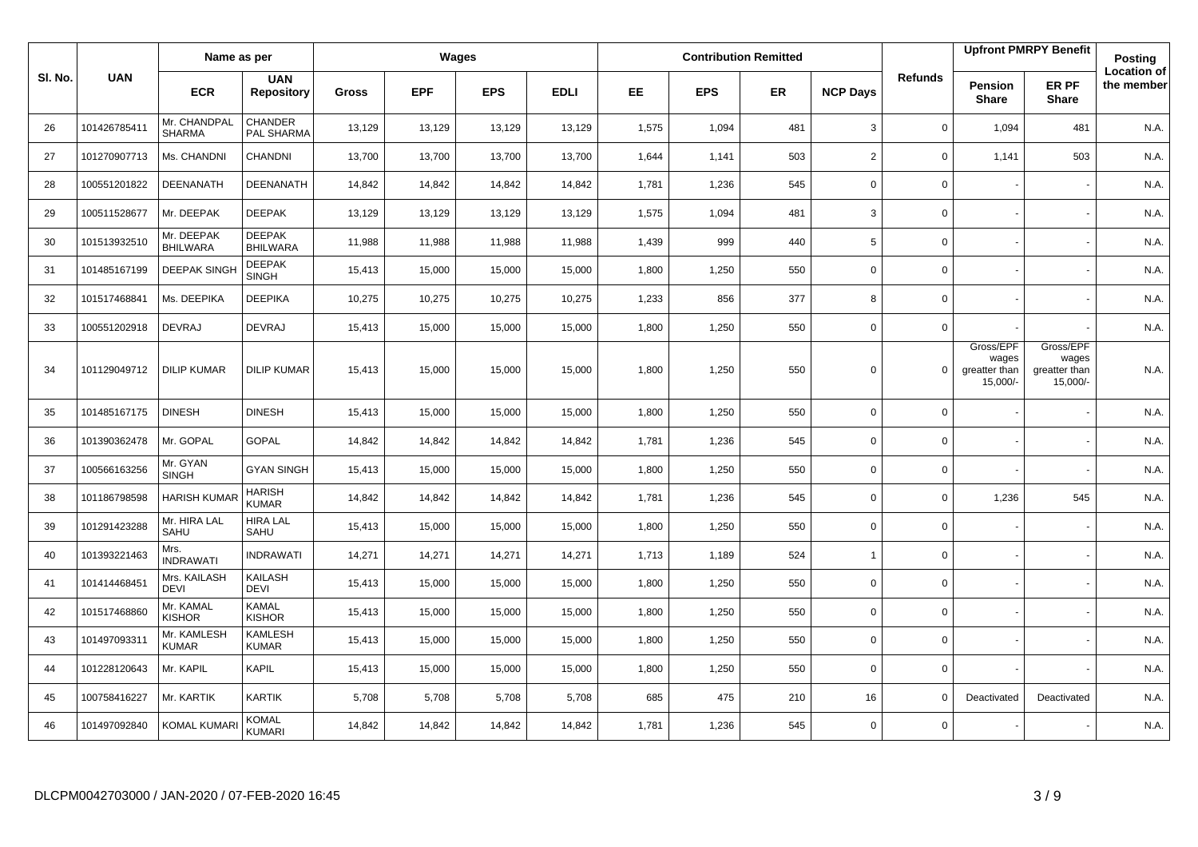| Sl. No. | UAN | Name as per | | Wages | | | | Contribution Remitted | | | | Refunds | Upfront PMRPY Benefit | | Posting Location of the member |
|---|---|---|---|---|---|---|---|---|---|---|---|---|---|---|---|
| | | ECR | UAN Repository | Gross | EPF | EPS | EDLI | EE | EPS | ER | NCP Days | | Pension Share | ER PF Share | |
| 26 | 101426785411 | Mr. CHANDPAL SHARMA | CHANDER PAL SHARMA | 13,129 | 13,129 | 13,129 | 13,129 | 1,575 | 1,094 | 481 | 3 | 0 | 1,094 | 481 | N.A. |
| 27 | 101270907713 | Ms. CHANDNI | CHANDNI | 13,700 | 13,700 | 13,700 | 13,700 | 1,644 | 1,141 | 503 | 2 | 0 | 1,141 | 503 | N.A. |
| 28 | 100551201822 | DEENANATH | DEENANATH | 14,842 | 14,842 | 14,842 | 14,842 | 1,781 | 1,236 | 545 | 0 | 0 | - | - | N.A. |
| 29 | 100511528677 | Mr. DEEPAK | DEEPAK | 13,129 | 13,129 | 13,129 | 13,129 | 1,575 | 1,094 | 481 | 3 | 0 | - | - | N.A. |
| 30 | 101513932510 | Mr. DEEPAK BHILWARA | DEEPAK BHILWARA | 11,988 | 11,988 | 11,988 | 11,988 | 1,439 | 999 | 440 | 5 | 0 | - | - | N.A. |
| 31 | 101485167199 | DEEPAK SINGH | DEEPAK SINGH | 15,413 | 15,000 | 15,000 | 15,000 | 1,800 | 1,250 | 550 | 0 | 0 | - | - | N.A. |
| 32 | 101517468841 | Ms. DEEPIKA | DEEPIKA | 10,275 | 10,275 | 10,275 | 10,275 | 1,233 | 856 | 377 | 8 | 0 | - | - | N.A. |
| 33 | 100551202918 | DEVRAJ | DEVRAJ | 15,413 | 15,000 | 15,000 | 15,000 | 1,800 | 1,250 | 550 | 0 | 0 | - | - | N.A. |
| 34 | 101129049712 | DILIP KUMAR | DILIP KUMAR | 15,413 | 15,000 | 15,000 | 15,000 | 1,800 | 1,250 | 550 | 0 | 0 | Gross/EPF wages greater than 15,000/- | Gross/EPF wages greater than 15,000/- | N.A. |
| 35 | 101485167175 | DINESH | DINESH | 15,413 | 15,000 | 15,000 | 15,000 | 1,800 | 1,250 | 550 | 0 | 0 | - | - | N.A. |
| 36 | 101390362478 | Mr. GOPAL | GOPAL | 14,842 | 14,842 | 14,842 | 14,842 | 1,781 | 1,236 | 545 | 0 | 0 | - | - | N.A. |
| 37 | 100566163256 | Mr. GYAN SINGH | GYAN SINGH | 15,413 | 15,000 | 15,000 | 15,000 | 1,800 | 1,250 | 550 | 0 | 0 | - | - | N.A. |
| 38 | 101186798598 | HARISH KUMAR | HARISH KUMAR | 14,842 | 14,842 | 14,842 | 14,842 | 1,781 | 1,236 | 545 | 0 | 0 | 1,236 | 545 | N.A. |
| 39 | 101291423288 | Mr. HIRA LAL SAHU | HIRA LAL SAHU | 15,413 | 15,000 | 15,000 | 15,000 | 1,800 | 1,250 | 550 | 0 | 0 | - | - | N.A. |
| 40 | 101393221463 | Mrs. INDRAWATI | INDRAWATI | 14,271 | 14,271 | 14,271 | 14,271 | 1,713 | 1,189 | 524 | 1 | 0 | - | - | N.A. |
| 41 | 101414468451 | Mrs. KAILASH DEVI | KAILASH DEVI | 15,413 | 15,000 | 15,000 | 15,000 | 1,800 | 1,250 | 550 | 0 | 0 | - | - | N.A. |
| 42 | 101517468860 | Mr. KAMAL KISHOR | KAMAL KISHOR | 15,413 | 15,000 | 15,000 | 15,000 | 1,800 | 1,250 | 550 | 0 | 0 | - | - | N.A. |
| 43 | 101497093311 | Mr. KAMLESH KUMAR | KAMLESH KUMAR | 15,413 | 15,000 | 15,000 | 15,000 | 1,800 | 1,250 | 550 | 0 | 0 | - | - | N.A. |
| 44 | 101228120643 | Mr. KAPIL | KAPIL | 15,413 | 15,000 | 15,000 | 15,000 | 1,800 | 1,250 | 550 | 0 | 0 | - | - | N.A. |
| 45 | 100758416227 | Mr. KARTIK | KARTIK | 5,708 | 5,708 | 5,708 | 5,708 | 685 | 475 | 210 | 16 | 0 | Deactivated | Deactivated | N.A. |
| 46 | 101497092840 | KOMAL KUMARI | KOMAL KUMARI | 14,842 | 14,842 | 14,842 | 14,842 | 1,781 | 1,236 | 545 | 0 | 0 | - | - | N.A. |

DLCPM0042703000 / JAN-2020 / 07-FEB-2020 16:45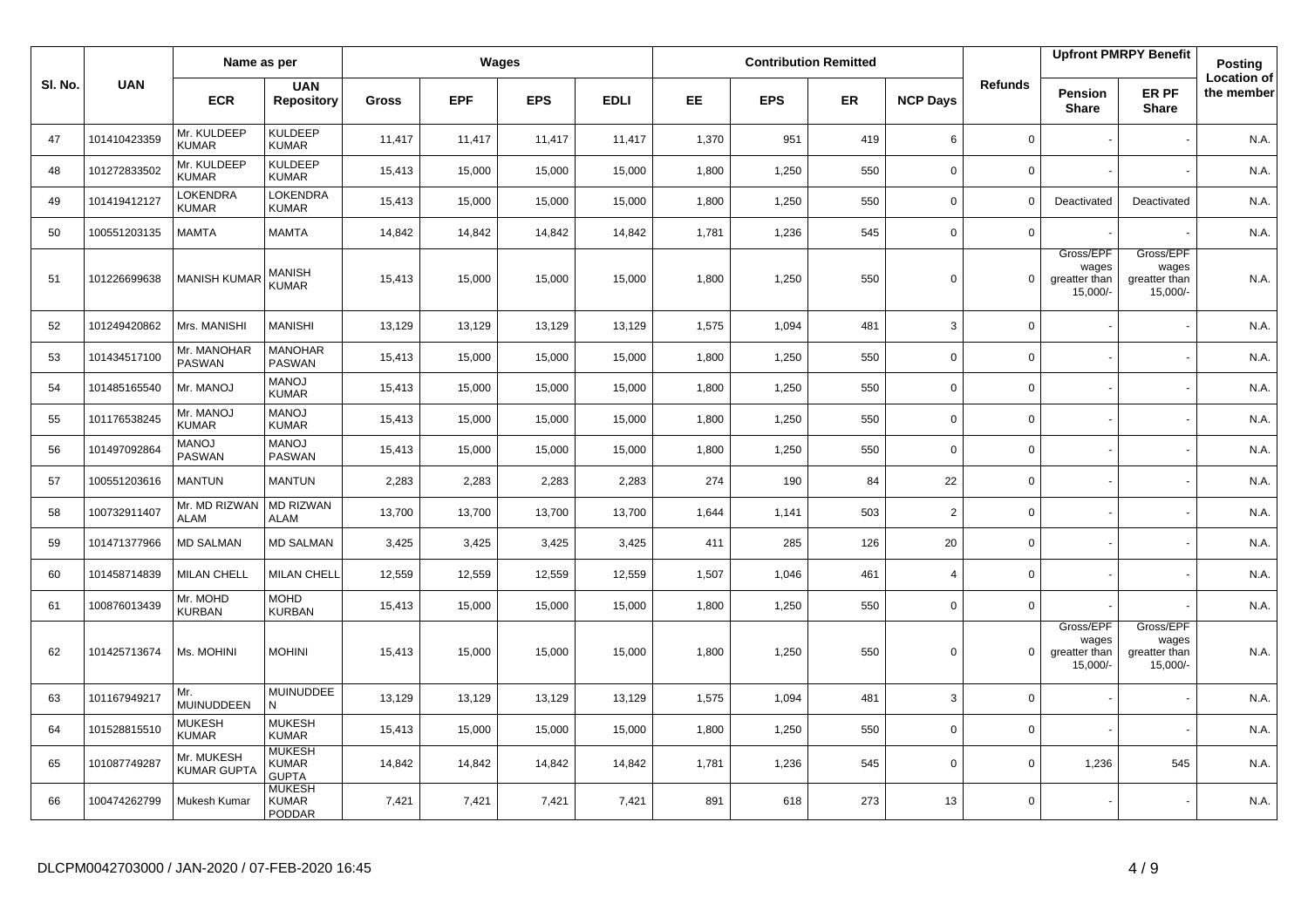| Sl. No. | UAN | Name as per | | Wages | | | | Contribution Remitted | | | | Refunds | Upfront PMRPY Benefit | | Posting Location of the member |
|---|---|---|---|---|---|---|---|---|---|---|---|---|---|---|---|
| | | ECR | UAN Repository | Gross | EPF | EPS | EDLI | EE | EPS | ER | NCP Days | | Pension Share | ER PF Share | |
| 47 | 101410423359 | Mr. KULDEEP KUMAR | KULDEEP KUMAR | 11,417 | 11,417 | 11,417 | 11,417 | 1,370 | 951 | 419 | 6 | 0 | - | - | N.A. |
| 48 | 101272833502 | Mr. KULDEEP KUMAR | KULDEEP KUMAR | 15,413 | 15,000 | 15,000 | 15,000 | 1,800 | 1,250 | 550 | 0 | 0 | - | - | N.A. |
| 49 | 101419412127 | LOKENDRA KUMAR | LOKENDRA KUMAR | 15,413 | 15,000 | 15,000 | 15,000 | 1,800 | 1,250 | 550 | 0 | 0 | Deactivated | Deactivated | N.A. |
| 50 | 100551203135 | MAMTA | MAMTA | 14,842 | 14,842 | 14,842 | 14,842 | 1,781 | 1,236 | 545 | 0 | 0 | - | - | N.A. |
| 51 | 101226699638 | MANISH KUMAR | MANISH KUMAR | 15,413 | 15,000 | 15,000 | 15,000 | 1,800 | 1,250 | 550 | 0 | 0 | Gross/EPF wages greatter than 15,000/- | Gross/EPF wages greatter than 15,000/- | N.A. |
| 52 | 101249420862 | Mrs. MANISHI | MANISHI | 13,129 | 13,129 | 13,129 | 13,129 | 1,575 | 1,094 | 481 | 3 | 0 | - | - | N.A. |
| 53 | 101434517100 | Mr. MANOHAR PASWAN | MANOHAR PASWAN | 15,413 | 15,000 | 15,000 | 15,000 | 1,800 | 1,250 | 550 | 0 | 0 | - | - | N.A. |
| 54 | 101485165540 | Mr. MANOJ | MANOJ KUMAR | 15,413 | 15,000 | 15,000 | 15,000 | 1,800 | 1,250 | 550 | 0 | 0 | - | - | N.A. |
| 55 | 101176538245 | Mr. MANOJ KUMAR | MANOJ KUMAR | 15,413 | 15,000 | 15,000 | 15,000 | 1,800 | 1,250 | 550 | 0 | 0 | - | - | N.A. |
| 56 | 101497092864 | MANOJ PASWAN | MANOJ PASWAN | 15,413 | 15,000 | 15,000 | 15,000 | 1,800 | 1,250 | 550 | 0 | 0 | - | - | N.A. |
| 57 | 100551203616 | MANTUN | MANTUN | 2,283 | 2,283 | 2,283 | 2,283 | 274 | 190 | 84 | 22 | 0 | - | - | N.A. |
| 58 | 100732911407 | Mr. MD RIZWAN ALAM | MD RIZWAN ALAM | 13,700 | 13,700 | 13,700 | 13,700 | 1,644 | 1,141 | 503 | 2 | 0 | - | - | N.A. |
| 59 | 101471377966 | MD SALMAN | MD SALMAN | 3,425 | 3,425 | 3,425 | 3,425 | 411 | 285 | 126 | 20 | 0 | - | - | N.A. |
| 60 | 101458714839 | MILAN CHELL | MILAN CHELL | 12,559 | 12,559 | 12,559 | 12,559 | 1,507 | 1,046 | 461 | 4 | 0 | - | - | N.A. |
| 61 | 100876013439 | Mr. MOHD KURBAN | MOHD KURBAN | 15,413 | 15,000 | 15,000 | 15,000 | 1,800 | 1,250 | 550 | 0 | 0 | - | - | N.A. |
| 62 | 101425713674 | Ms. MOHINI | MOHINI | 15,413 | 15,000 | 15,000 | 15,000 | 1,800 | 1,250 | 550 | 0 | 0 | Gross/EPF wages greatter than 15,000/- | Gross/EPF wages greatter than 15,000/- | N.A. |
| 63 | 101167949217 | Mr. MUINUDDEEN | MUINUDDEE N | 13,129 | 13,129 | 13,129 | 13,129 | 1,575 | 1,094 | 481 | 3 | 0 | - | - | N.A. |
| 64 | 101528815510 | MUKESH KUMAR | MUKESH KUMAR | 15,413 | 15,000 | 15,000 | 15,000 | 1,800 | 1,250 | 550 | 0 | 0 | - | - | N.A. |
| 65 | 101087749287 | Mr. MUKESH KUMAR GUPTA | MUKESH KUMAR GUPTA | 14,842 | 14,842 | 14,842 | 14,842 | 1,781 | 1,236 | 545 | 0 | 0 | 1,236 | 545 | N.A. |
| 66 | 100474262799 | Mukesh Kumar | MUKESH KUMAR PODDAR | 7,421 | 7,421 | 7,421 | 7,421 | 891 | 618 | 273 | 13 | 0 | - | - | N.A. |

DLCPM0042703000 / JAN-2020 / 07-FEB-2020 16:45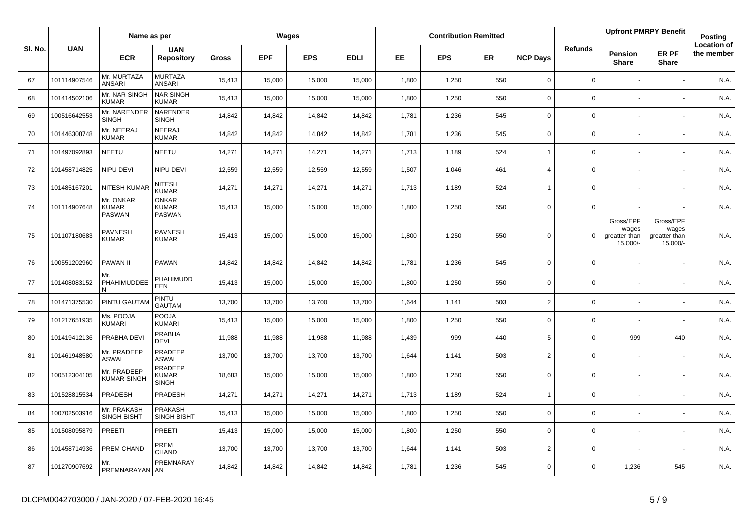| Sl. No. | UAN | Name as per | | Wages | | | | Contribution Remitted | | | | Refunds | Upfront PMRPY Benefit | | Posting Location of the member |
|---|---|---|---|---|---|---|---|---|---|---|---|---|---|---|---|
| | | ECR | UAN Repository | Gross | EPF | EPS | EDLI | EE | EPS | ER | NCP Days | | Pension Share | ER PF Share | |
| 67 | 101114907546 | Mr. MURTAZA ANSARI | MURTAZA ANSARI | 15,413 | 15,000 | 15,000 | 15,000 | 1,800 | 1,250 | 550 | 0 | 0 | - | - | N.A. |
| 68 | 101414502106 | Mr. NAR SINGH KUMAR | NAR SINGH KUMAR | 15,413 | 15,000 | 15,000 | 15,000 | 1,800 | 1,250 | 550 | 0 | 0 | - | - | N.A. |
| 69 | 100516642553 | Mr. NARENDER SINGH | NARENDER SINGH | 14,842 | 14,842 | 14,842 | 14,842 | 1,781 | 1,236 | 545 | 0 | 0 | - | - | N.A. |
| 70 | 101446308748 | Mr. NEERAJ KUMAR | NEERAJ KUMAR | 14,842 | 14,842 | 14,842 | 14,842 | 1,781 | 1,236 | 545 | 0 | 0 | - | - | N.A. |
| 71 | 101497092893 | NEETU | NEETU | 14,271 | 14,271 | 14,271 | 14,271 | 1,713 | 1,189 | 524 | 1 | 0 | - | - | N.A. |
| 72 | 101458714825 | NIPU DEVI | NIPU DEVI | 12,559 | 12,559 | 12,559 | 12,559 | 1,507 | 1,046 | 461 | 4 | 0 | - | - | N.A. |
| 73 | 101485167201 | NITESH KUMAR | NITESH KUMAR | 14,271 | 14,271 | 14,271 | 14,271 | 1,713 | 1,189 | 524 | 1 | 0 | - | - | N.A. |
| 74 | 101114907648 | Mr. ONKAR KUMAR PASWAN | ONKAR KUMAR PASWAN | 15,413 | 15,000 | 15,000 | 15,000 | 1,800 | 1,250 | 550 | 0 | 0 | - | - | N.A. |
| 75 | 101107180683 | PAVNESH KUMAR | PAVNESH KUMAR | 15,413 | 15,000 | 15,000 | 15,000 | 1,800 | 1,250 | 550 | 0 | 0 | Gross/EPF wages greatter than 15,000/- | Gross/EPF wages greatter than 15,000/- | N.A. |
| 76 | 100551202960 | PAWAN II | PAWAN | 14,842 | 14,842 | 14,842 | 14,842 | 1,781 | 1,236 | 545 | 0 | 0 | - | - | N.A. |
| 77 | 101408083152 | Mr. PHAHIMUDDEEN | PHAHIMUDDEEN | 15,413 | 15,000 | 15,000 | 15,000 | 1,800 | 1,250 | 550 | 0 | 0 | - | - | N.A. |
| 78 | 101471375530 | PINTU GAUTAM | PINTU GAUTAM | 13,700 | 13,700 | 13,700 | 13,700 | 1,644 | 1,141 | 503 | 2 | 0 | - | - | N.A. |
| 79 | 101217651935 | Ms. POOJA KUMARI | POOJA KUMARI | 15,413 | 15,000 | 15,000 | 15,000 | 1,800 | 1,250 | 550 | 0 | 0 | - | - | N.A. |
| 80 | 101419412136 | PRABHA DEVI | PRABHA DEVI | 11,988 | 11,988 | 11,988 | 11,988 | 1,439 | 999 | 440 | 5 | 0 | 999 | 440 | N.A. |
| 81 | 101461948580 | Mr. PRADEEP ASWAL | PRADEEP ASWAL | 13,700 | 13,700 | 13,700 | 13,700 | 1,644 | 1,141 | 503 | 2 | 0 | - | - | N.A. |
| 82 | 100512304105 | Mr. PRADEEP KUMAR SINGH | PRADEEP KUMAR SINGH | 18,683 | 15,000 | 15,000 | 15,000 | 1,800 | 1,250 | 550 | 0 | 0 | - | - | N.A. |
| 83 | 101528815534 | PRADESH | PRADESH | 14,271 | 14,271 | 14,271 | 14,271 | 1,713 | 1,189 | 524 | 1 | 0 | - | - | N.A. |
| 84 | 100702503916 | Mr. PRAKASH SINGH BISHT | PRAKASH SINGH BISHT | 15,413 | 15,000 | 15,000 | 15,000 | 1,800 | 1,250 | 550 | 0 | 0 | - | - | N.A. |
| 85 | 101508095879 | PREETI | PREETI | 15,413 | 15,000 | 15,000 | 15,000 | 1,800 | 1,250 | 550 | 0 | 0 | - | - | N.A. |
| 86 | 101458714936 | PREM CHAND | PREM CHAND | 13,700 | 13,700 | 13,700 | 13,700 | 1,644 | 1,141 | 503 | 2 | 0 | - | - | N.A. |
| 87 | 101270907692 | Mr. PREMNARAYAN | PREMNARAYAN | 14,842 | 14,842 | 14,842 | 14,842 | 1,781 | 1,236 | 545 | 0 | 0 | 1,236 | 545 | N.A. |

DLCPM0042703000 / JAN-2020 / 07-FEB-2020 16:45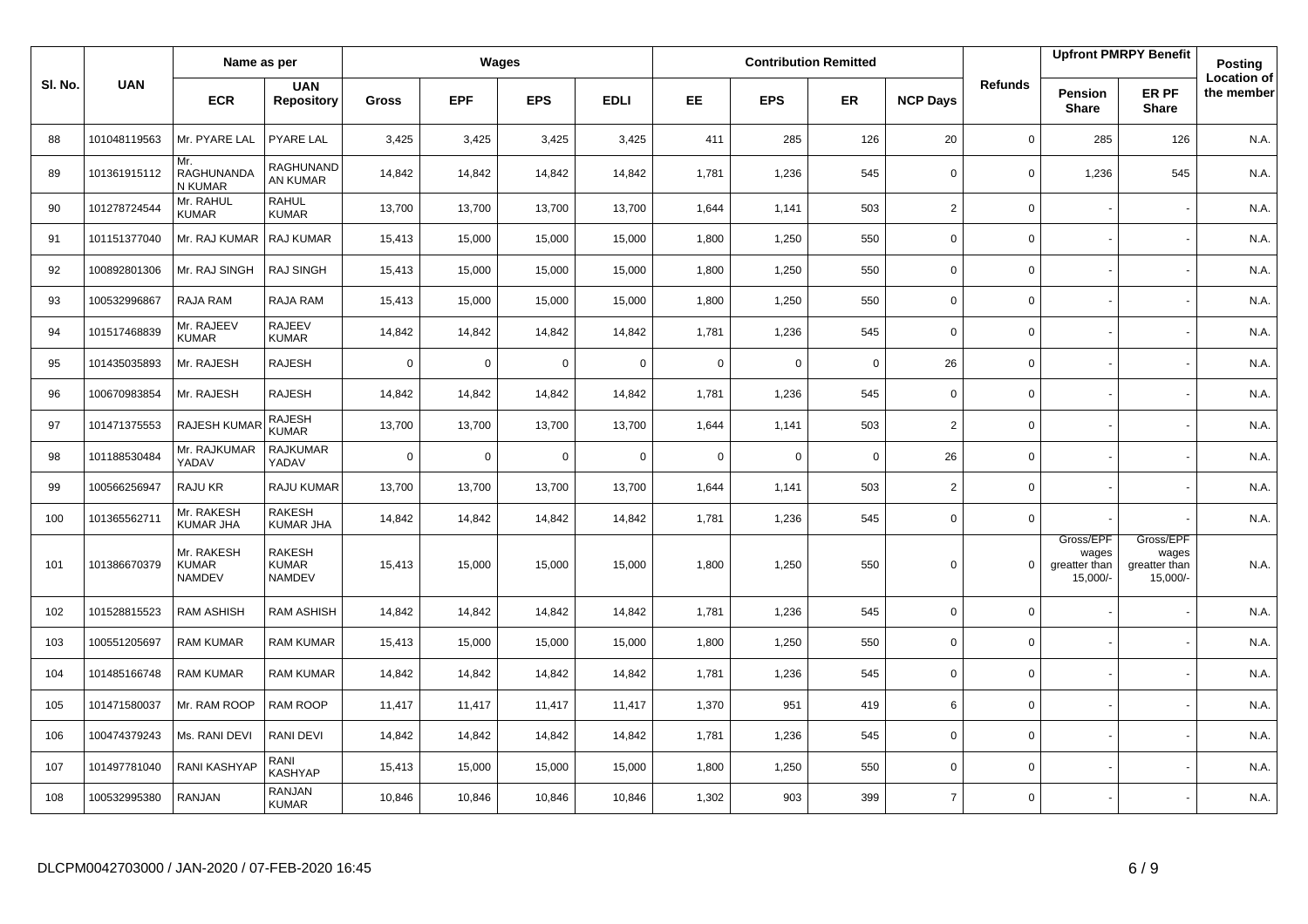| Sl. No. | UAN | Name as per | | Wages | | | | Contribution Remitted | | | | Refunds | Upfront PMRPY Benefit | | Posting |
|---|---|---|---|---|---|---|---|---|---|---|---|---|---|---|---|
| | | ECR | UAN Repository | Gross | EPF | EPS | EDLI | EE | EPS | ER | NCP Days | | Pension Share | ER PF Share | Location of the member |
| 88 | 101048119563 | Mr. PYARE LAL | PYARE LAL | 3,425 | 3,425 | 3,425 | 3,425 | 411 | 285 | 126 | 20 | 0 | 285 | 126 | N.A. |
| 89 | 101361915112 | Mr. RAGHUNANDAN KUMAR | RAGHUNANDAN KUMAR | 14,842 | 14,842 | 14,842 | 14,842 | 1,781 | 1,236 | 545 | 0 | 0 | 1,236 | 545 | N.A. |
| 90 | 101278724544 | Mr. RAHUL KUMAR | RAHUL KUMAR | 13,700 | 13,700 | 13,700 | 13,700 | 1,644 | 1,141 | 503 | 2 | 0 | - | - | N.A. |
| 91 | 101151377040 | Mr. RAJ KUMAR | RAJ KUMAR | 15,413 | 15,000 | 15,000 | 15,000 | 1,800 | 1,250 | 550 | 0 | 0 | - | - | N.A. |
| 92 | 100892801306 | Mr. RAJ SINGH | RAJ SINGH | 15,413 | 15,000 | 15,000 | 15,000 | 1,800 | 1,250 | 550 | 0 | 0 | - | - | N.A. |
| 93 | 100532996867 | RAJA RAM | RAJA RAM | 15,413 | 15,000 | 15,000 | 15,000 | 1,800 | 1,250 | 550 | 0 | 0 | - | - | N.A. |
| 94 | 101517468839 | Mr. RAJEEV KUMAR | RAJEEV KUMAR | 14,842 | 14,842 | 14,842 | 14,842 | 1,781 | 1,236 | 545 | 0 | 0 | - | - | N.A. |
| 95 | 101435035893 | Mr. RAJESH | RAJESH | 0 | 0 | 0 | 0 | 0 | 0 | 0 | 26 | 0 | - | - | N.A. |
| 96 | 100670983854 | Mr. RAJESH | RAJESH | 14,842 | 14,842 | 14,842 | 14,842 | 1,781 | 1,236 | 545 | 0 | 0 | - | - | N.A. |
| 97 | 101471375553 | RAJESH KUMAR | RAJESH KUMAR | 13,700 | 13,700 | 13,700 | 13,700 | 1,644 | 1,141 | 503 | 2 | 0 | - | - | N.A. |
| 98 | 101188530484 | Mr. RAJKUMAR YADAV | RAJKUMAR YADAV | 0 | 0 | 0 | 0 | 0 | 0 | 0 | 26 | 0 | - | - | N.A. |
| 99 | 100566256947 | RAJU KR | RAJU KUMAR | 13,700 | 13,700 | 13,700 | 13,700 | 1,644 | 1,141 | 503 | 2 | 0 | - | - | N.A. |
| 100 | 101365562711 | Mr. RAKESH KUMAR JHA | RAKESH KUMAR JHA | 14,842 | 14,842 | 14,842 | 14,842 | 1,781 | 1,236 | 545 | 0 | 0 | - | - | N.A. |
| 101 | 101386670379 | Mr. RAKESH KUMAR NAMDEV | RAKESH KUMAR NAMDEV | 15,413 | 15,000 | 15,000 | 15,000 | 1,800 | 1,250 | 550 | 0 | 0 | Gross/EPF wages greatter than 15,000/- | Gross/EPF wages greatter than 15,000/- | N.A. |
| 102 | 101528815523 | RAM ASHISH | RAM ASHISH | 14,842 | 14,842 | 14,842 | 14,842 | 1,781 | 1,236 | 545 | 0 | 0 | - | - | N.A. |
| 103 | 100551205697 | RAM KUMAR | RAM KUMAR | 15,413 | 15,000 | 15,000 | 15,000 | 1,800 | 1,250 | 550 | 0 | 0 | - | - | N.A. |
| 104 | 101485166748 | RAM KUMAR | RAM KUMAR | 14,842 | 14,842 | 14,842 | 14,842 | 1,781 | 1,236 | 545 | 0 | 0 | - | - | N.A. |
| 105 | 101471580037 | Mr. RAM ROOP | RAM ROOP | 11,417 | 11,417 | 11,417 | 11,417 | 1,370 | 951 | 419 | 6 | 0 | - | - | N.A. |
| 106 | 100474379243 | Ms. RANI DEVI | RANI DEVI | 14,842 | 14,842 | 14,842 | 14,842 | 1,781 | 1,236 | 545 | 0 | 0 | - | - | N.A. |
| 107 | 101497781040 | RANI KASHYAP | RANI KASHYAP | 15,413 | 15,000 | 15,000 | 15,000 | 1,800 | 1,250 | 550 | 0 | 0 | - | - | N.A. |
| 108 | 100532995380 | RANJAN | RANJAN KUMAR | 10,846 | 10,846 | 10,846 | 10,846 | 1,302 | 903 | 399 | 7 | 0 | - | - | N.A. |

DLCPM0042703000 / JAN-2020 / 07-FEB-2020 16:45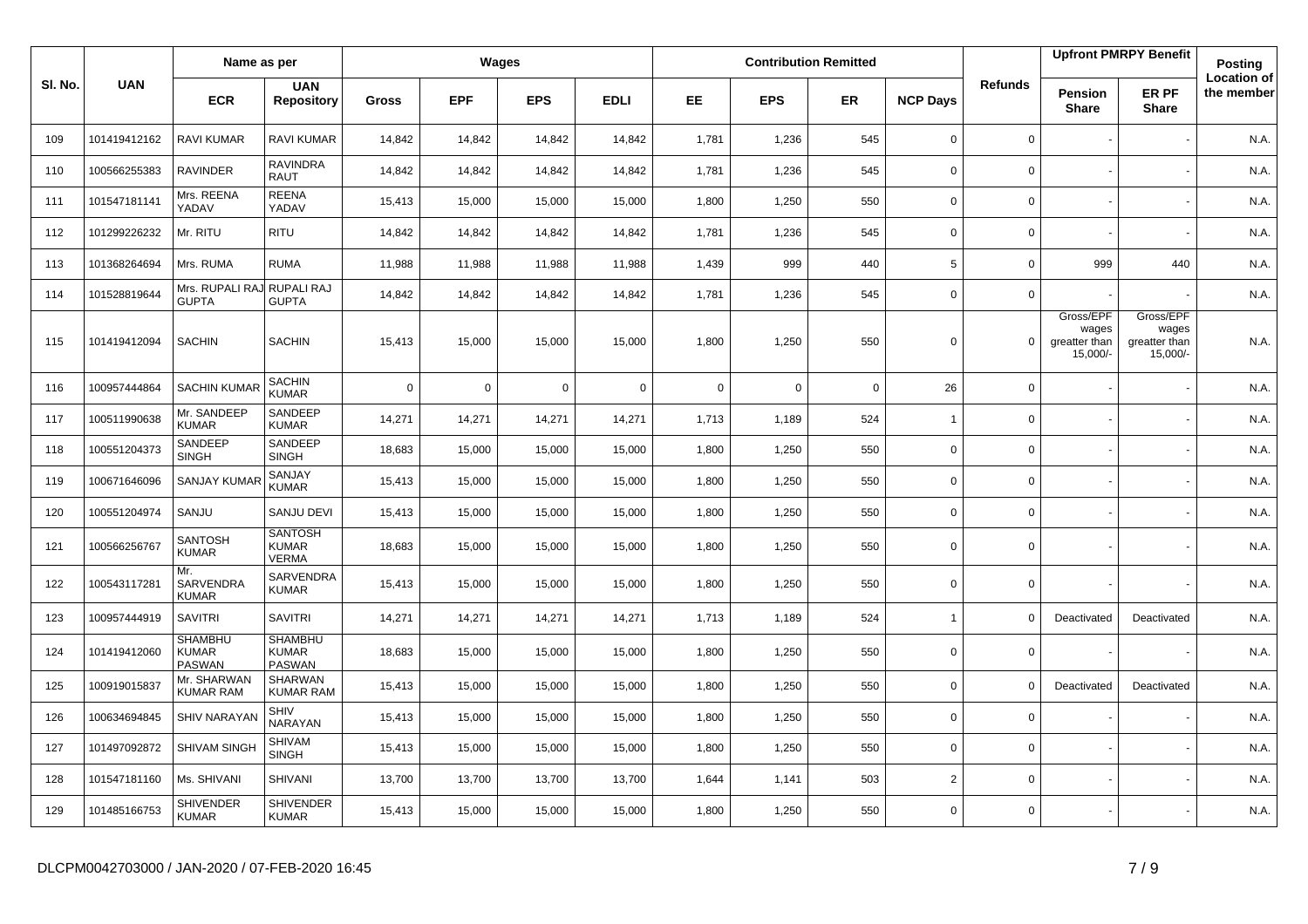| Sl. No. | UAN | Name as per | | Wages | | | | Contribution Remitted | | | | Refunds | Upfront PMRPY Benefit | | Posting Location of the member |
|---|---|---|---|---|---|---|---|---|---|---|---|---|---|---|---|
| | | ECR | UAN Repository | Gross | EPF | EPS | EDLI | EE | EPS | ER | NCP Days | | Pension Share | ER PF Share | |
| 109 | 101419412162 | RAVI KUMAR | RAVI KUMAR | 14,842 | 14,842 | 14,842 | 14,842 | 1,781 | 1,236 | 545 | 0 | 0 | - | - | N.A. |
| 110 | 100566255383 | RAVINDER | RAVINDRA RAUT | 14,842 | 14,842 | 14,842 | 14,842 | 1,781 | 1,236 | 545 | 0 | 0 | - | - | N.A. |
| 111 | 101547181141 | Mrs. REENA YADAV | REENA YADAV | 15,413 | 15,000 | 15,000 | 15,000 | 1,800 | 1,250 | 550 | 0 | 0 | - | - | N.A. |
| 112 | 101299226232 | Mr. RITU | RITU | 14,842 | 14,842 | 14,842 | 14,842 | 1,781 | 1,236 | 545 | 0 | 0 | - | - | N.A. |
| 113 | 101368264694 | Mrs. RUMA | RUMA | 11,988 | 11,988 | 11,988 | 11,988 | 1,439 | 999 | 440 | 5 | 0 | 999 | 440 | N.A. |
| 114 | 101528819644 | Mrs. RUPALI RAJ GUPTA | RUPALI RAJ GUPTA | 14,842 | 14,842 | 14,842 | 14,842 | 1,781 | 1,236 | 545 | 0 | 0 | - | - | N.A. |
| 115 | 101419412094 | SACHIN | SACHIN | 15,413 | 15,000 | 15,000 | 15,000 | 1,800 | 1,250 | 550 | 0 | 0 | Gross/EPF wages greatter than 15,000/- | Gross/EPF wages greatter than 15,000/- | N.A. |
| 116 | 100957444864 | SACHIN KUMAR | SACHIN KUMAR | 0 | 0 | 0 | 0 | 0 | 0 | 0 | 26 | 0 | - | - | N.A. |
| 117 | 100511990638 | Mr. SANDEEP KUMAR | SANDEEP KUMAR | 14,271 | 14,271 | 14,271 | 14,271 | 1,713 | 1,189 | 524 | 1 | 0 | - | - | N.A. |
| 118 | 100551204373 | SANDEEP SINGH | SANDEEP SINGH | 18,683 | 15,000 | 15,000 | 15,000 | 1,800 | 1,250 | 550 | 0 | 0 | - | - | N.A. |
| 119 | 100671646096 | SANJAY KUMAR | SANJAY KUMAR | 15,413 | 15,000 | 15,000 | 15,000 | 1,800 | 1,250 | 550 | 0 | 0 | - | - | N.A. |
| 120 | 100551204974 | SANJU | SANJU DEVI | 15,413 | 15,000 | 15,000 | 15,000 | 1,800 | 1,250 | 550 | 0 | 0 | - | - | N.A. |
| 121 | 100566256767 | SANTOSH KUMAR | SANTOSH KUMAR VERMA | 18,683 | 15,000 | 15,000 | 15,000 | 1,800 | 1,250 | 550 | 0 | 0 | - | - | N.A. |
| 122 | 100543117281 | Mr. SARVENDRA KUMAR | SARVENDRA KUMAR | 15,413 | 15,000 | 15,000 | 15,000 | 1,800 | 1,250 | 550 | 0 | 0 | - | - | N.A. |
| 123 | 100957444919 | SAVITRI | SAVITRI | 14,271 | 14,271 | 14,271 | 14,271 | 1,713 | 1,189 | 524 | 1 | 0 | Deactivated | Deactivated | N.A. |
| 124 | 101419412060 | SHAMBHU KUMAR PASWAN | SHAMBHU KUMAR PASWAN | 18,683 | 15,000 | 15,000 | 15,000 | 1,800 | 1,250 | 550 | 0 | 0 | - | - | N.A. |
| 125 | 100919015837 | Mr. SHARWAN KUMAR RAM | SHARWAN KUMAR RAM | 15,413 | 15,000 | 15,000 | 15,000 | 1,800 | 1,250 | 550 | 0 | 0 | Deactivated | Deactivated | N.A. |
| 126 | 100634694845 | SHIV NARAYAN | SHIV NARAYAN | 15,413 | 15,000 | 15,000 | 15,000 | 1,800 | 1,250 | 550 | 0 | 0 | - | - | N.A. |
| 127 | 101497092872 | SHIVAM SINGH | SHIVAM SINGH | 15,413 | 15,000 | 15,000 | 15,000 | 1,800 | 1,250 | 550 | 0 | 0 | - | - | N.A. |
| 128 | 101547181160 | Ms. SHIVANI | SHIVANI | 13,700 | 13,700 | 13,700 | 13,700 | 1,644 | 1,141 | 503 | 2 | 0 | - | - | N.A. |
| 129 | 101485166753 | SHIVENDER KUMAR | SHIVENDER KUMAR | 15,413 | 15,000 | 15,000 | 15,000 | 1,800 | 1,250 | 550 | 0 | 0 | - | - | N.A. |

DLCPM0042703000 / JAN-2020 / 07-FEB-2020 16:45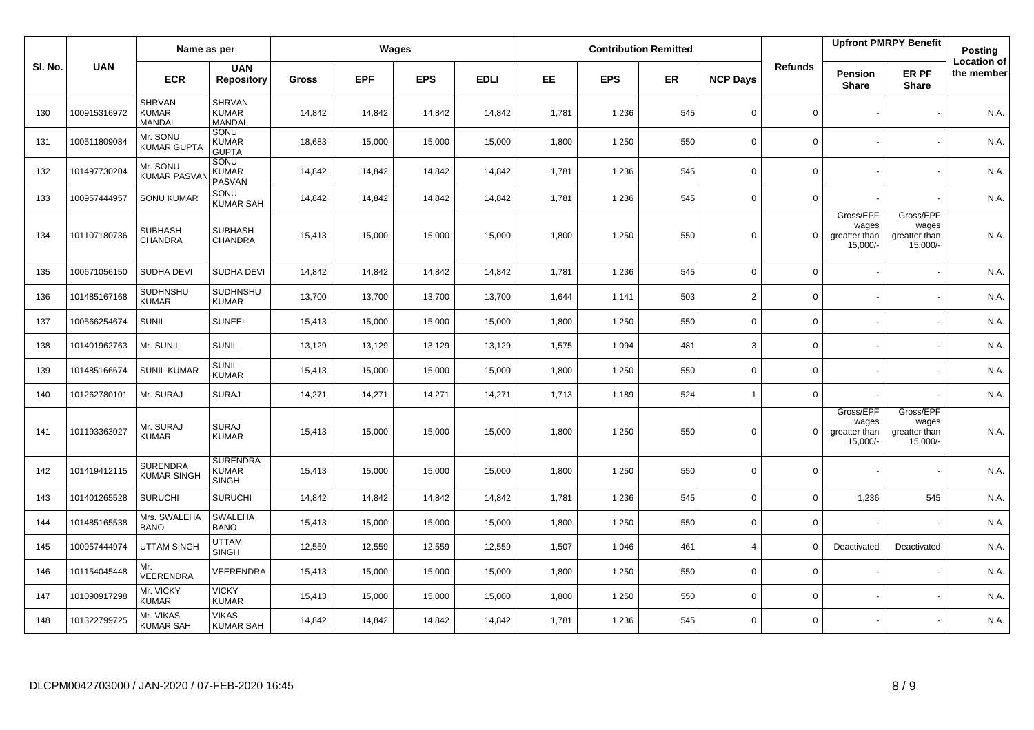| Sl. No. | UAN | Name as per | | Wages | | | | Contribution Remitted | | | | Refunds | Upfront PMRPY Benefit | | Posting Location of the member |
|---|---|---|---|---|---|---|---|---|---|---|---|---|---|---|---|
| | | ECR | UAN Repository | Gross | EPF | EPS | EDLI | EE | EPS | ER | NCP Days | | Pension Share | ER PF Share | |
| 130 | 100915316972 | SHRVAN KUMAR MANDAL | SHRVAN KUMAR MANDAL | 14,842 | 14,842 | 14,842 | 14,842 | 1,781 | 1,236 | 545 | 0 | 0 | - | - | N.A. |
| 131 | 100511809084 | Mr. SONU KUMAR GUPTA | SONU KUMAR GUPTA | 18,683 | 15,000 | 15,000 | 15,000 | 1,800 | 1,250 | 550 | 0 | 0 | - | - | N.A. |
| 132 | 101497730204 | Mr. SONU KUMAR PASVAN | SONU KUMAR PASVAN | 14,842 | 14,842 | 14,842 | 14,842 | 1,781 | 1,236 | 545 | 0 | 0 | - | - | N.A. |
| 133 | 100957444957 | SONU KUMAR | SONU KUMAR SAH | 14,842 | 14,842 | 14,842 | 14,842 | 1,781 | 1,236 | 545 | 0 | 0 | - | - | N.A. |
| 134 | 101107180736 | SUBHASH CHANDRA | SUBHASH CHANDRA | 15,413 | 15,000 | 15,000 | 15,000 | 1,800 | 1,250 | 550 | 0 | 0 | Gross/EPF wages greatter than 15,000/- | Gross/EPF wages greatter than 15,000/- | N.A. |
| 135 | 100671056150 | SUDHA DEVI | SUDHA DEVI | 14,842 | 14,842 | 14,842 | 14,842 | 1,781 | 1,236 | 545 | 0 | 0 | - | - | N.A. |
| 136 | 101485167168 | SUDHNSHU KUMAR | SUDHNSHU KUMAR | 13,700 | 13,700 | 13,700 | 13,700 | 1,644 | 1,141 | 503 | 2 | 0 | - | - | N.A. |
| 137 | 100566254674 | SUNIL | SUNEEL | 15,413 | 15,000 | 15,000 | 15,000 | 1,800 | 1,250 | 550 | 0 | 0 | - | - | N.A. |
| 138 | 101401962763 | Mr. SUNIL | SUNIL | 13,129 | 13,129 | 13,129 | 13,129 | 1,575 | 1,094 | 481 | 3 | 0 | - | - | N.A. |
| 139 | 101485166674 | SUNIL KUMAR | SUNIL KUMAR | 15,413 | 15,000 | 15,000 | 15,000 | 1,800 | 1,250 | 550 | 0 | 0 | - | - | N.A. |
| 140 | 101262780101 | Mr. SURAJ | SURAJ | 14,271 | 14,271 | 14,271 | 14,271 | 1,713 | 1,189 | 524 | 1 | 0 | - | - | N.A. |
| 141 | 101193363027 | Mr. SURAJ KUMAR | SURAJ KUMAR | 15,413 | 15,000 | 15,000 | 15,000 | 1,800 | 1,250 | 550 | 0 | 0 | Gross/EPF wages greatter than 15,000/- | Gross/EPF wages greatter than 15,000/- | N.A. |
| 142 | 101419412115 | SURENDRA KUMAR SINGH | SURENDRA KUMAR SINGH | 15,413 | 15,000 | 15,000 | 15,000 | 1,800 | 1,250 | 550 | 0 | 0 | - | - | N.A. |
| 143 | 101401265528 | SURUCHI | SURUCHI | 14,842 | 14,842 | 14,842 | 14,842 | 1,781 | 1,236 | 545 | 0 | 0 | 1,236 | 545 | N.A. |
| 144 | 101485165538 | Mrs. SWALEHA BANO | SWALEHA BANO | 15,413 | 15,000 | 15,000 | 15,000 | 1,800 | 1,250 | 550 | 0 | 0 | - | - | N.A. |
| 145 | 100957444974 | UTTAM SINGH | UTTAM SINGH | 12,559 | 12,559 | 12,559 | 12,559 | 1,507 | 1,046 | 461 | 4 | 0 | Deactivated | Deactivated | N.A. |
| 146 | 101154045448 | Mr. VEERENDRA | VEERENDRA | 15,413 | 15,000 | 15,000 | 15,000 | 1,800 | 1,250 | 550 | 0 | 0 | - | - | N.A. |
| 147 | 101090917298 | Mr. VICKY KUMAR | VICKY KUMAR | 15,413 | 15,000 | 15,000 | 15,000 | 1,800 | 1,250 | 550 | 0 | 0 | - | - | N.A. |
| 148 | 101322799725 | Mr. VIKAS KUMAR SAH | VIKAS KUMAR SAH | 14,842 | 14,842 | 14,842 | 14,842 | 1,781 | 1,236 | 545 | 0 | 0 | - | - | N.A. |

DLCPM0042703000 / JAN-2020 / 07-FEB-2020 16:45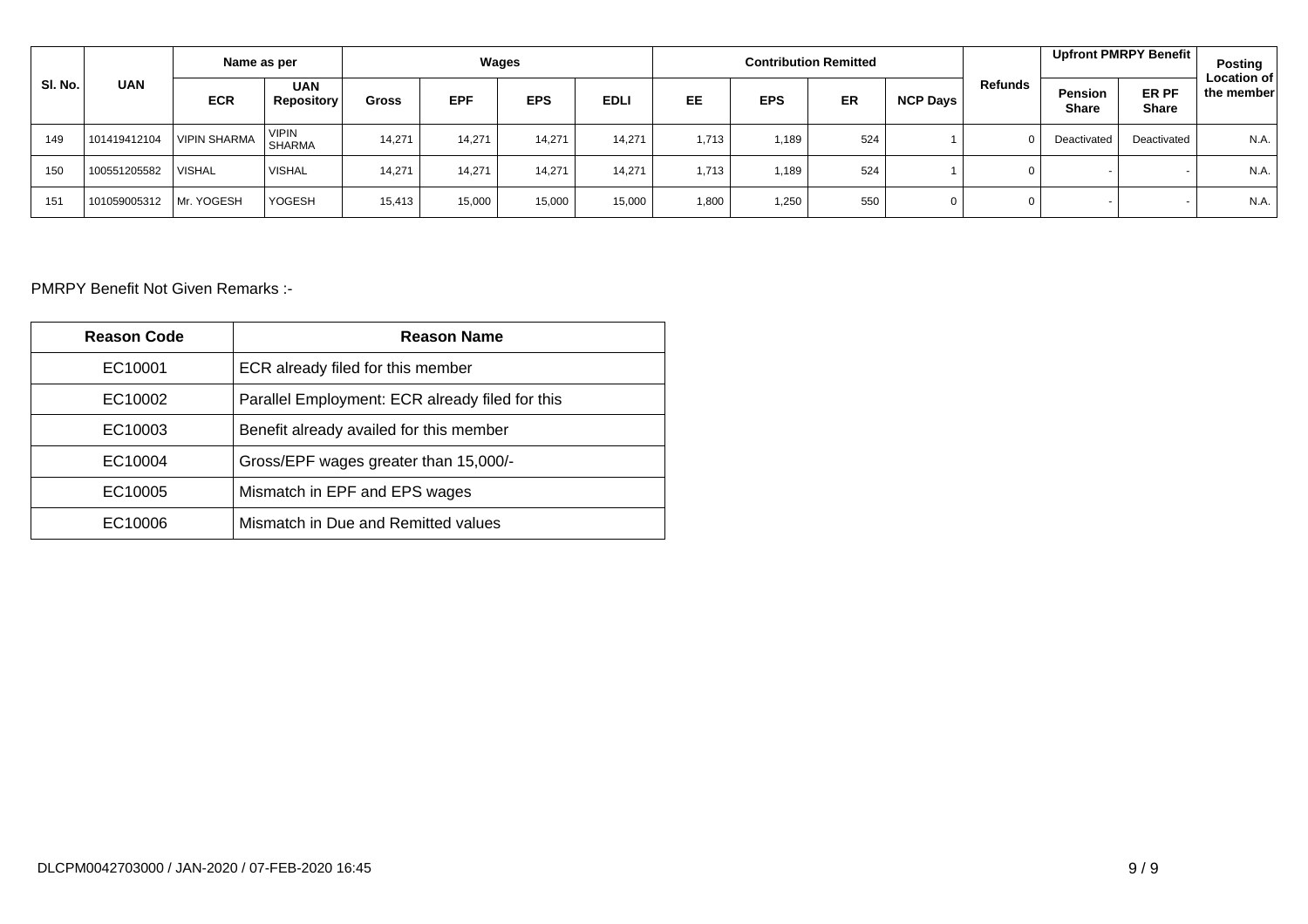| Sl. No. | UAN | Name as per | | Wages | | | | Contribution Remitted | | | | Refunds | Upfront PMRPY Benefit | | Posting Location of the member |
|---|---|---|---|---|---|---|---|---|---|---|---|---|---|---|---|
| | | ECR | UAN Repository | Gross | EPF | EPS | EDLI | EE | EPS | ER | NCP Days | | Pension Share | ER PF Share | |
| 149 | 101419412104 | VIPIN SHARMA | VIPIN SHARMA | 14,271 | 14,271 | 14,271 | 14,271 | 1,713 | 1,189 | 524 | 1 | 0 | Deactivated | Deactivated | N.A. |
| 150 | 100551205582 | VISHAL | VISHAL | 14,271 | 14,271 | 14,271 | 14,271 | 1,713 | 1,189 | 524 | 1 | 0 | - | - | N.A. |
| 151 | 101059005312 | Mr. YOGESH | YOGESH | 15,413 | 15,000 | 15,000 | 15,000 | 1,800 | 1,250 | 550 | 0 | 0 | - | - | N.A. |

PMRPY Benefit Not Given Remarks :-

| Reason Code | Reason Name |
|---|---|
| EC10001 | ECR already filed for this member |
| EC10002 | Parallel Employment: ECR already filed for this |
| EC10003 | Benefit already availed for this member |
| EC10004 | Gross/EPF wages greater than 15,000/- |
| EC10005 | Mismatch in EPF and EPS wages |
| EC10006 | Mismatch in Due and Remitted values |

DLCPM0042703000 / JAN-2020 / 07-FEB-2020 16:45